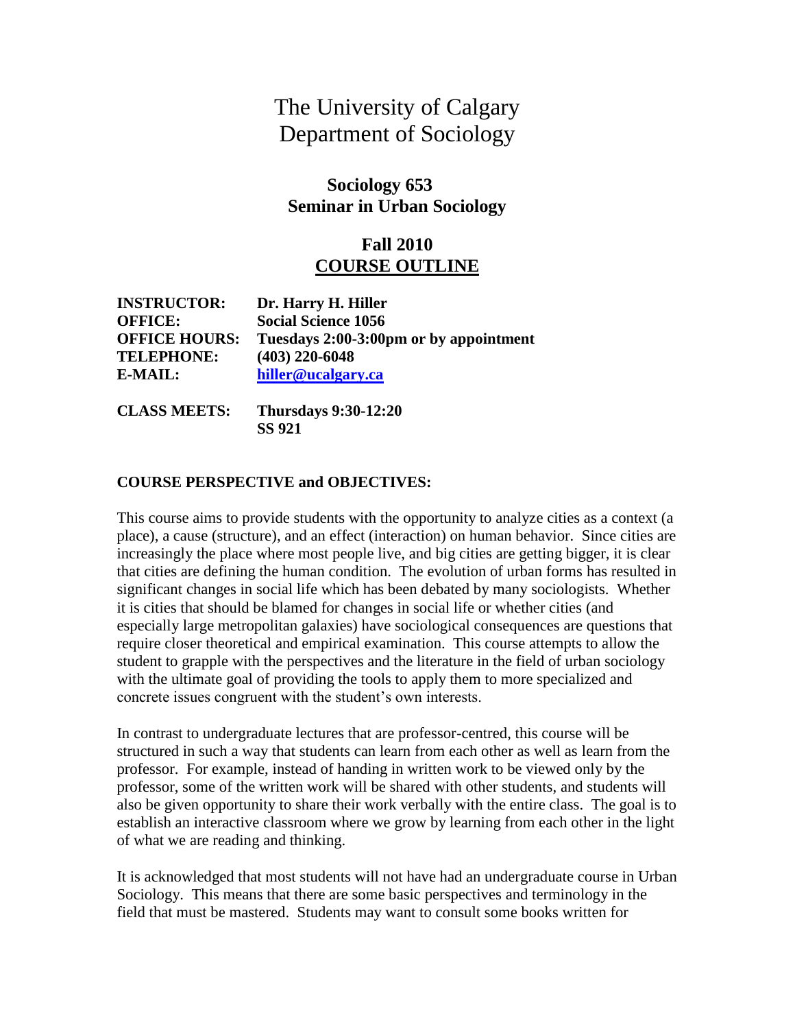# The University of Calgary
# Department of Sociology

## Sociology 653
## Seminar in Urban Sociology

## Fall 2010
## COURSE OUTLINE

**INSTRUCTOR:** **Dr. Harry H. Hiller**
**OFFICE:** **Social Science 1056**
**OFFICE HOURS:** **Tuesdays 2:00-3:00pm or by appointment**
**TELEPHONE:** **(403) 220-6048**
**E-MAIL:** **hiller@ucalgary.ca**

**CLASS MEETS:** **Thursdays 9:30-12:20**
**SS 921**

### COURSE PERSPECTIVE and OBJECTIVES:

This course aims to provide students with the opportunity to analyze cities as a context (a place), a cause (structure), and an effect (interaction) on human behavior. Since cities are increasingly the place where most people live, and big cities are getting bigger, it is clear that cities are defining the human condition. The evolution of urban forms has resulted in significant changes in social life which has been debated by many sociologists. Whether it is cities that should be blamed for changes in social life or whether cities (and especially large metropolitan galaxies) have sociological consequences are questions that require closer theoretical and empirical examination. This course attempts to allow the student to grapple with the perspectives and the literature in the field of urban sociology with the ultimate goal of providing the tools to apply them to more specialized and concrete issues congruent with the student's own interests.

In contrast to undergraduate lectures that are professor-centred, this course will be structured in such a way that students can learn from each other as well as learn from the professor. For example, instead of handing in written work to be viewed only by the professor, some of the written work will be shared with other students, and students will also be given opportunity to share their work verbally with the entire class. The goal is to establish an interactive classroom where we grow by learning from each other in the light of what we are reading and thinking.

It is acknowledged that most students will not have had an undergraduate course in Urban Sociology. This means that there are some basic perspectives and terminology in the field that must be mastered. Students may want to consult some books written for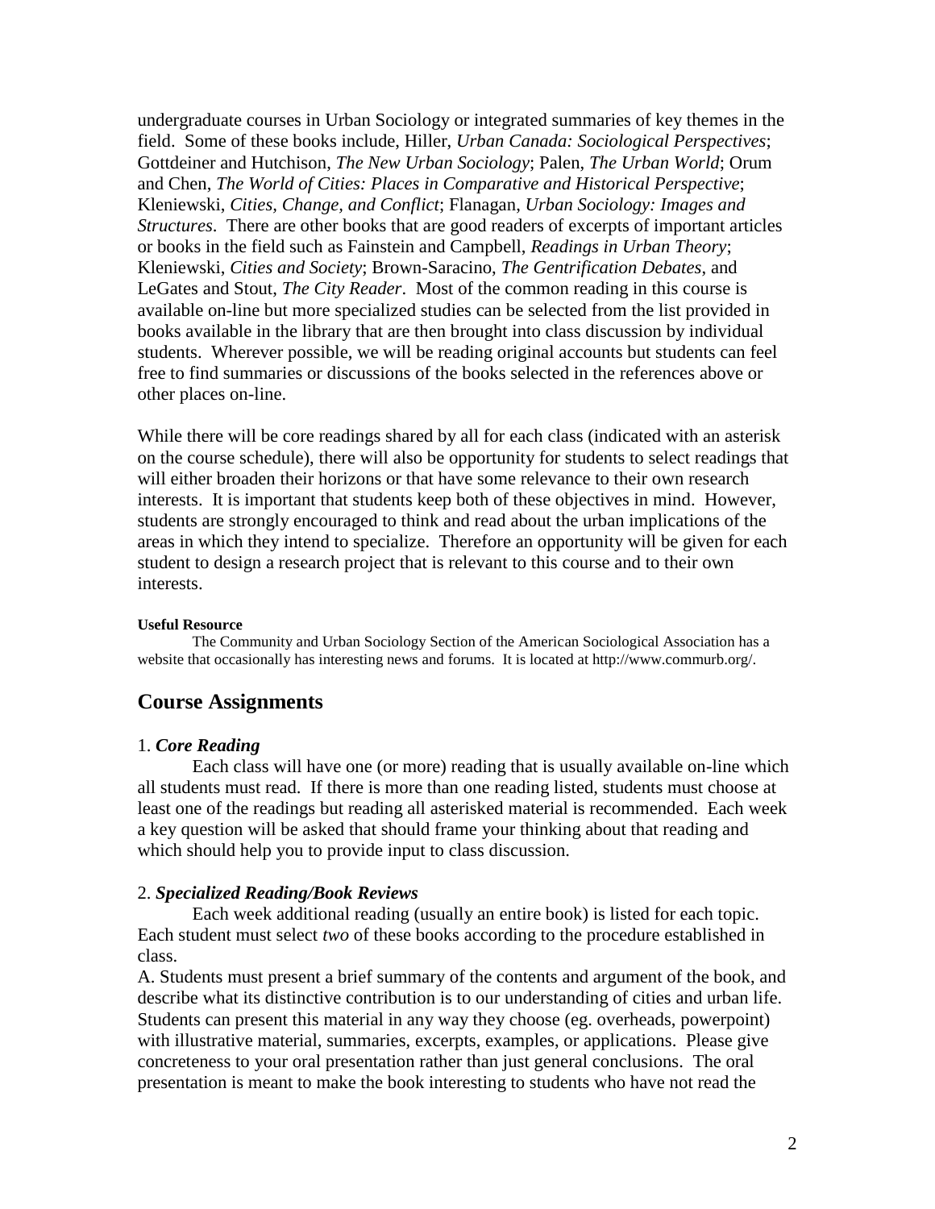undergraduate courses in Urban Sociology or integrated summaries of key themes in the field. Some of these books include, Hiller, *Urban Canada: Sociological Perspectives*; Gottdeiner and Hutchison, *The New Urban Sociology*; Palen, *The Urban World*; Orum and Chen, *The World of Cities: Places in Comparative and Historical Perspective*; Kleniewski, *Cities, Change, and Conflict*; Flanagan, *Urban Sociology: Images and Structures*. There are other books that are good readers of excerpts of important articles or books in the field such as Fainstein and Campbell, *Readings in Urban Theory*; Kleniewski, *Cities and Society*; Brown-Saracino, *The Gentrification Debates*, and LeGates and Stout, *The City Reader*. Most of the common reading in this course is available on-line but more specialized studies can be selected from the list provided in books available in the library that are then brought into class discussion by individual students. Wherever possible, we will be reading original accounts but students can feel free to find summaries or discussions of the books selected in the references above or other places on-line.

While there will be core readings shared by all for each class (indicated with an asterisk on the course schedule), there will also be opportunity for students to select readings that will either broaden their horizons or that have some relevance to their own research interests. It is important that students keep both of these objectives in mind. However, students are strongly encouraged to think and read about the urban implications of the areas in which they intend to specialize. Therefore an opportunity will be given for each student to design a research project that is relevant to this course and to their own interests.

**Useful Resource**

The Community and Urban Sociology Section of the American Sociological Association has a website that occasionally has interesting news and forums. It is located at http://www.commurb.org/.

## Course Assignments

1. ***Core Reading***

Each class will have one (or more) reading that is usually available on-line which all students must read. If there is more than one reading listed, students must choose at least one of the readings but reading all asterisked material is recommended. Each week a key question will be asked that should frame your thinking about that reading and which should help you to provide input to class discussion.

2. ***Specialized Reading/Book Reviews***

Each week additional reading (usually an entire book) is listed for each topic. Each student must select *two* of these books according to the procedure established in class.

A. Students must present a brief summary of the contents and argument of the book, and describe what its distinctive contribution is to our understanding of cities and urban life. Students can present this material in any way they choose (eg. overheads, powerpoint) with illustrative material, summaries, excerpts, examples, or applications. Please give concreteness to your oral presentation rather than just general conclusions. The oral presentation is meant to make the book interesting to students who have not read the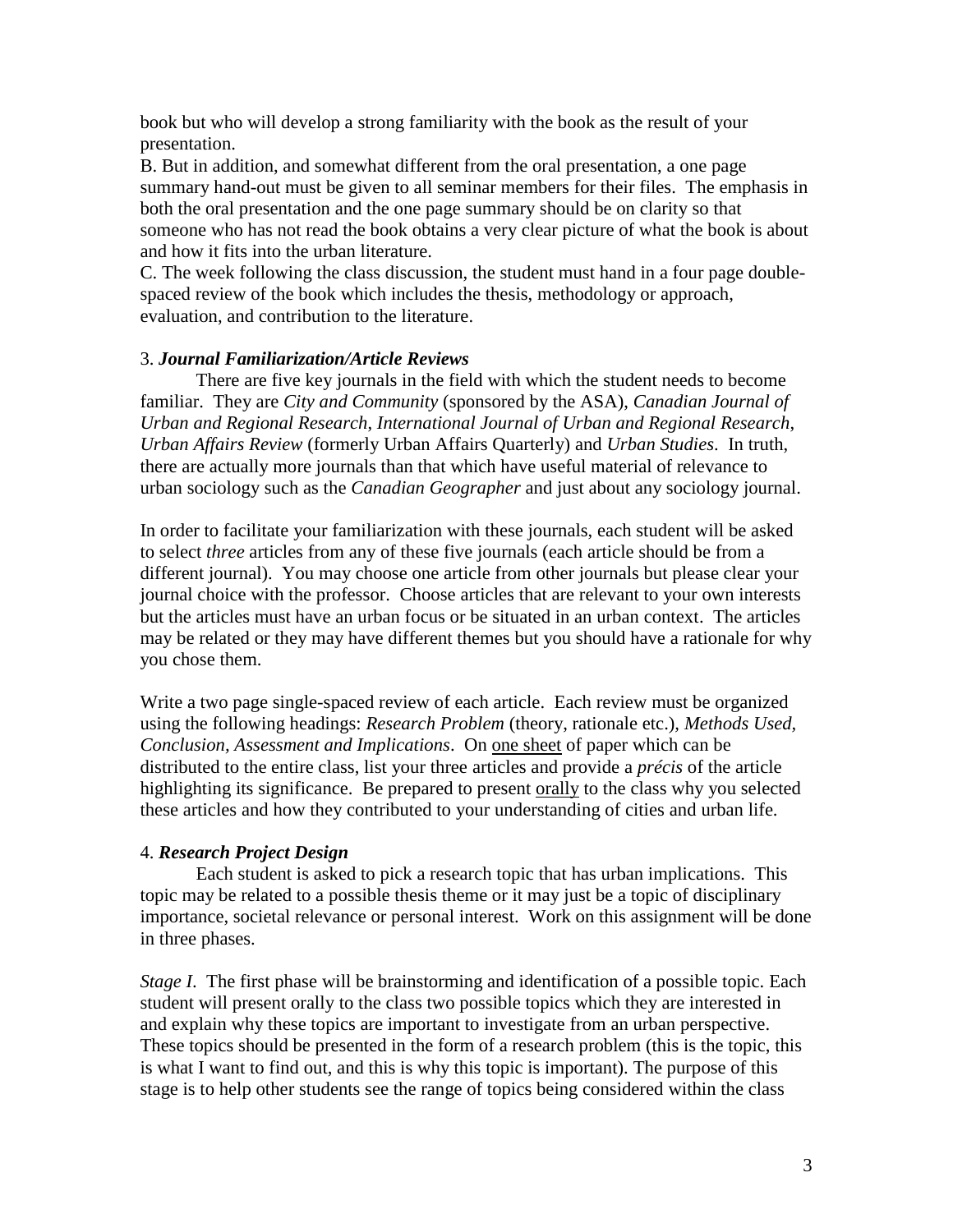book but who will develop a strong familiarity with the book as the result of your presentation.

B. But in addition, and somewhat different from the oral presentation, a one page summary hand-out must be given to all seminar members for their files. The emphasis in both the oral presentation and the one page summary should be on clarity so that someone who has not read the book obtains a very clear picture of what the book is about and how it fits into the urban literature.

C. The week following the class discussion, the student must hand in a four page double-spaced review of the book which includes the thesis, methodology or approach, evaluation, and contribution to the literature.

### 3. *Journal Familiarization/Article Reviews*

There are five key journals in the field with which the student needs to become familiar. They are *City and Community* (sponsored by the ASA), *Canadian Journal of Urban and Regional Research*, *International Journal of Urban and Regional Research*, *Urban Affairs Review* (formerly Urban Affairs Quarterly) and *Urban Studies*. In truth, there are actually more journals than that which have useful material of relevance to urban sociology such as the *Canadian Geographer* and just about any sociology journal.

In order to facilitate your familiarization with these journals, each student will be asked to select *three* articles from any of these five journals (each article should be from a different journal). You may choose one article from other journals but please clear your journal choice with the professor. Choose articles that are relevant to your own interests but the articles must have an urban focus or be situated in an urban context. The articles may be related or they may have different themes but you should have a rationale for why you chose them.

Write a two page single-spaced review of each article. Each review must be organized using the following headings: *Research Problem* (theory, rationale etc.), *Methods Used, Conclusion, Assessment and Implications*. On <u>one sheet</u> of paper which can be distributed to the entire class, list your three articles and provide a *précis* of the article highlighting its significance. Be prepared to present <u>orally</u> to the class why you selected these articles and how they contributed to your understanding of cities and urban life.

### 4. *Research Project Design*

Each student is asked to pick a research topic that has urban implications. This topic may be related to a possible thesis theme or it may just be a topic of disciplinary importance, societal relevance or personal interest. Work on this assignment will be done in three phases.

*Stage I*. The first phase will be brainstorming and identification of a possible topic. Each student will present orally to the class two possible topics which they are interested in and explain why these topics are important to investigate from an urban perspective. These topics should be presented in the form of a research problem (this is the topic, this is what I want to find out, and this is why this topic is important). The purpose of this stage is to help other students see the range of topics being considered within the class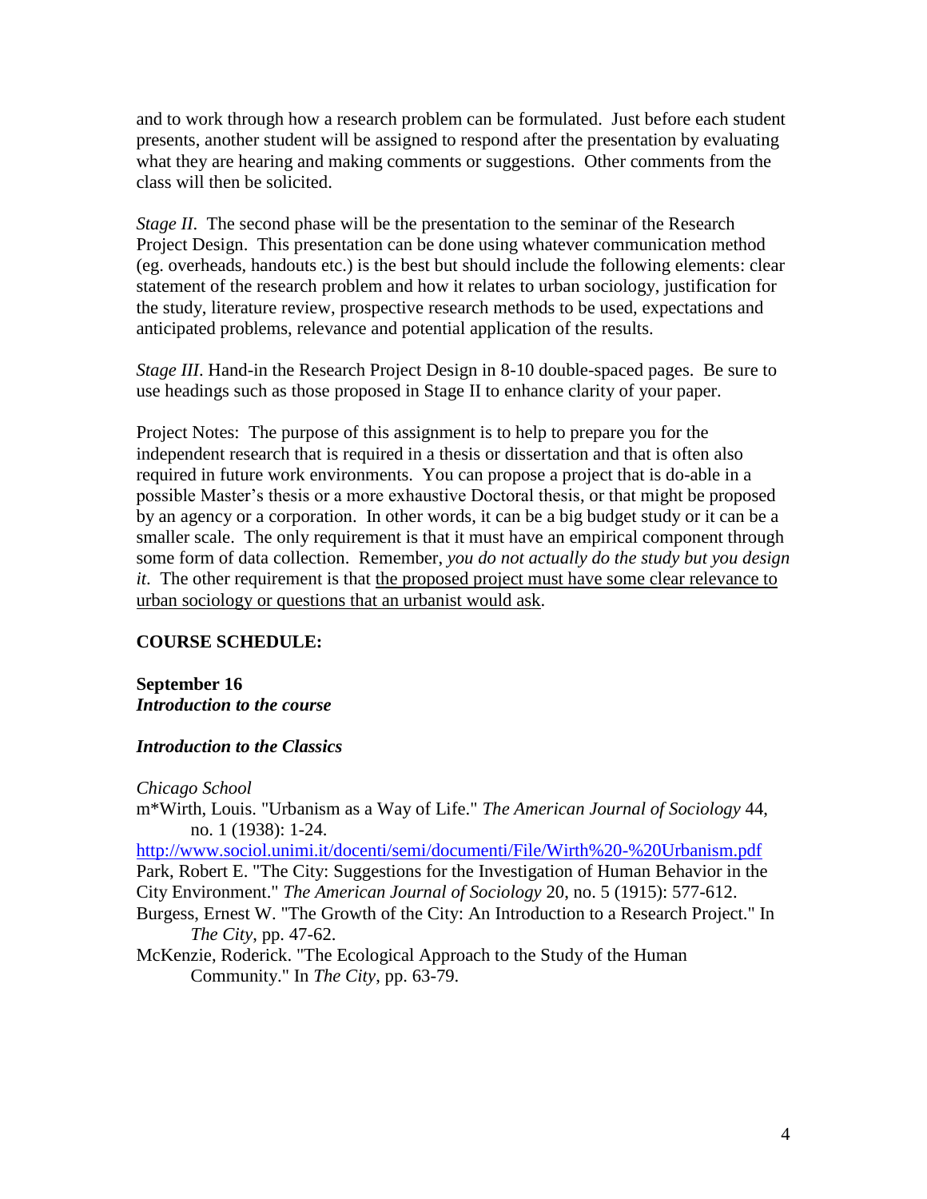and to work through how a research problem can be formulated. Just before each student presents, another student will be assigned to respond after the presentation by evaluating what they are hearing and making comments or suggestions. Other comments from the class will then be solicited.

*Stage II*. The second phase will be the presentation to the seminar of the Research Project Design. This presentation can be done using whatever communication method (eg. overheads, handouts etc.) is the best but should include the following elements: clear statement of the research problem and how it relates to urban sociology, justification for the study, literature review, prospective research methods to be used, expectations and anticipated problems, relevance and potential application of the results.

*Stage III*. Hand-in the Research Project Design in 8-10 double-spaced pages. Be sure to use headings such as those proposed in Stage II to enhance clarity of your paper.

Project Notes: The purpose of this assignment is to help to prepare you for the independent research that is required in a thesis or dissertation and that is often also required in future work environments. You can propose a project that is do-able in a possible Master's thesis or a more exhaustive Doctoral thesis, or that might be proposed by an agency or a corporation. In other words, it can be a big budget study or it can be a smaller scale. The only requirement is that it must have an empirical component through some form of data collection. Remember, *you do not actually do the study but you design it*. The other requirement is that <u>the proposed project must have some clear relevance to urban sociology or questions that an urbanist would ask</u>.

**COURSE SCHEDULE:**

**September 16**
***Introduction to the course***

***Introduction to the Classics***

*Chicago School*

m*Wirth, Louis. "Urbanism as a Way of Life." *The American Journal of Sociology* 44, no. 1 (1938): 1-24.
http://www.sociol.unimi.it/docenti/semi/documenti/File/Wirth%20-%20Urbanism.pdf

Park, Robert E. "The City: Suggestions for the Investigation of Human Behavior in the City Environment." *The American Journal of Sociology* 20, no. 5 (1915): 577-612.

Burgess, Ernest W. "The Growth of the City: An Introduction to a Research Project." In *The City*, pp. 47-62.

McKenzie, Roderick. "The Ecological Approach to the Study of the Human Community." In *The City*, pp. 63-79.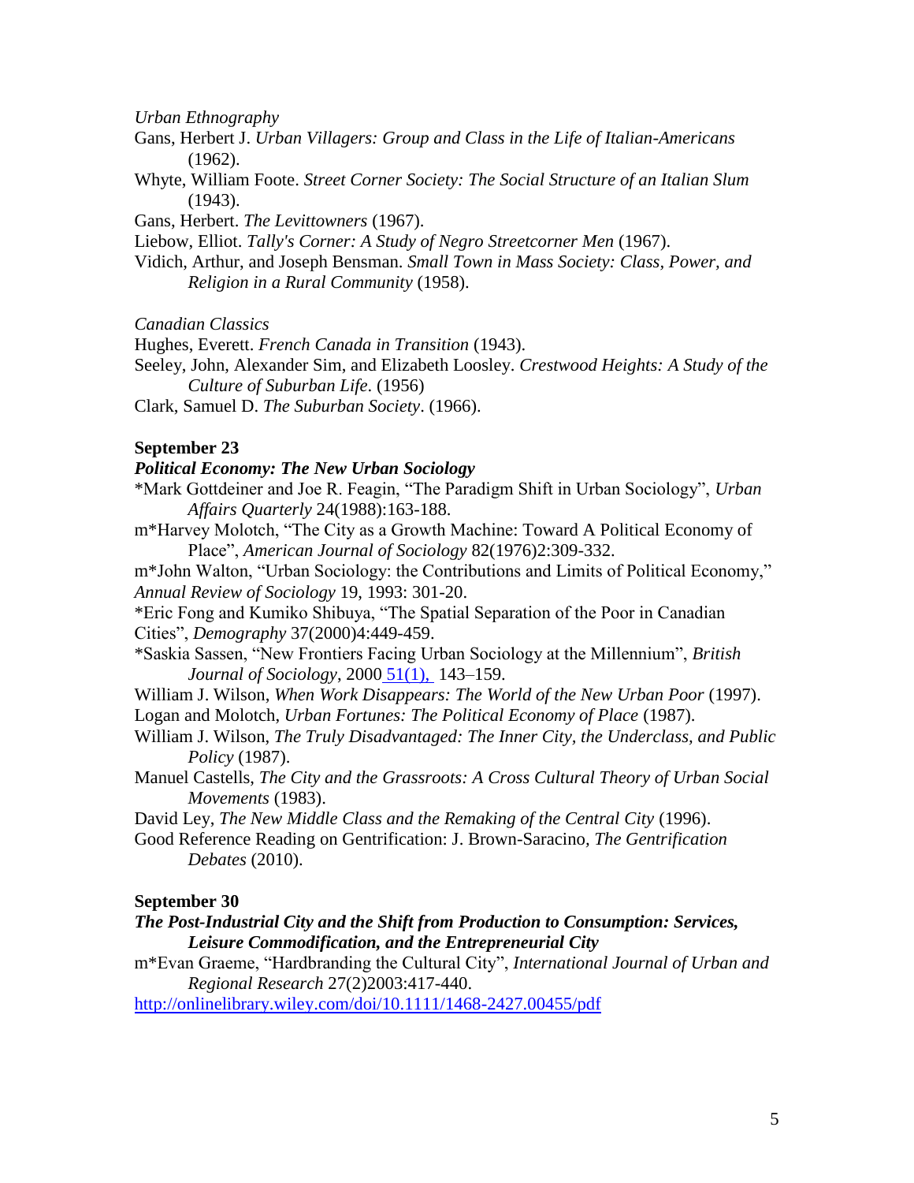*Urban Ethnography*

Gans, Herbert J. *Urban Villagers: Group and Class in the Life of Italian-Americans* (1962).

Whyte, William Foote. *Street Corner Society: The Social Structure of an Italian Slum* (1943).

Gans, Herbert. *The Levittowners* (1967).

Liebow, Elliot. *Tally's Corner: A Study of Negro Streetcorner Men* (1967).

Vidich, Arthur, and Joseph Bensman. *Small Town in Mass Society: Class, Power, and Religion in a Rural Community* (1958).

*Canadian Classics*

Hughes, Everett. *French Canada in Transition* (1943).

Seeley, John, Alexander Sim, and Elizabeth Loosley. *Crestwood Heights: A Study of the Culture of Suburban Life*. (1956)

Clark, Samuel D. *The Suburban Society*. (1966).

**September 23**

***Political Economy: The New Urban Sociology***

*Mark Gottdeiner and Joe R. Feagin, "The Paradigm Shift in Urban Sociology", *Urban Affairs Quarterly* 24(1988):163-188.

m*Harvey Molotch, "The City as a Growth Machine: Toward A Political Economy of Place", *American Journal of Sociology* 82(1976)2:309-332.

m*John Walton, "Urban Sociology: the Contributions and Limits of Political Economy," *Annual Review of Sociology* 19, 1993: 301-20.

*Eric Fong and Kumiko Shibuya, "The Spatial Separation of the Poor in Canadian Cities", *Demography* 37(2000)4:449-459.

*Saskia Sassen, "New Frontiers Facing Urban Sociology at the Millennium", *British Journal of Sociology*, 2000 51(1), 143–159.

William J. Wilson, *When Work Disappears: The World of the New Urban Poor* (1997).

Logan and Molotch, *Urban Fortunes: The Political Economy of Place* (1987).

William J. Wilson, *The Truly Disadvantaged: The Inner City, the Underclass, and Public Policy* (1987).

Manuel Castells, *The City and the Grassroots: A Cross Cultural Theory of Urban Social Movements* (1983).

David Ley, *The New Middle Class and the Remaking of the Central City* (1996).

Good Reference Reading on Gentrification: J. Brown-Saracino, *The Gentrification Debates* (2010).

**September 30**

***The Post-Industrial City and the Shift from Production to Consumption: Services, Leisure Commodification, and the Entrepreneurial City***

m*Evan Graeme, "Hardbranding the Cultural City", *International Journal of Urban and Regional Research* 27(2)2003:417-440.

http://onlinelibrary.wiley.com/doi/10.1111/1468-2427.00455/pdf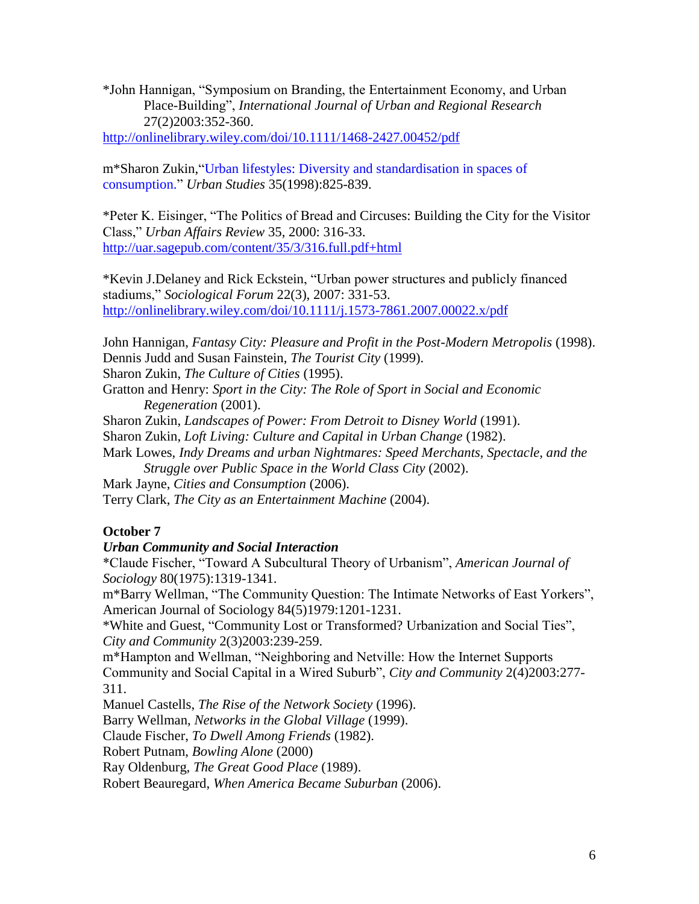*John Hannigan, "Symposium on Branding, the Entertainment Economy, and Urban Place-Building", *International Journal of Urban and Regional Research* 27(2)2003:352-360.
http://onlinelibrary.wiley.com/doi/10.1111/1468-2427.00452/pdf

m*Sharon Zukin,"Urban lifestyles: Diversity and standardisation in spaces of consumption." *Urban Studies* 35(1998):825-839.

*Peter K. Eisinger, "The Politics of Bread and Circuses: Building the City for the Visitor Class," *Urban Affairs Review* 35, 2000: 316-33.
http://uar.sagepub.com/content/35/3/316.full.pdf+html

*Kevin J.Delaney and Rick Eckstein, "Urban power structures and publicly financed stadiums," *Sociological Forum* 22(3), 2007: 331-53.
http://onlinelibrary.wiley.com/doi/10.1111/j.1573-7861.2007.00022.x/pdf

John Hannigan, *Fantasy City: Pleasure and Profit in the Post-Modern Metropolis* (1998).
Dennis Judd and Susan Fainstein, *The Tourist City* (1999).
Sharon Zukin, *The Culture of Cities* (1995).
Gratton and Henry: *Sport in the City: The Role of Sport in Social and Economic Regeneration* (2001).
Sharon Zukin, *Landscapes of Power: From Detroit to Disney World* (1991).
Sharon Zukin, *Loft Living: Culture and Capital in Urban Change* (1982).
Mark Lowes, *Indy Dreams and urban Nightmares: Speed Merchants, Spectacle, and the Struggle over Public Space in the World Class City* (2002).
Mark Jayne, *Cities and Consumption* (2006).
Terry Clark, *The City as an Entertainment Machine* (2004).

**October 7**

***Urban Community and Social Interaction***

*Claude Fischer, "Toward A Subcultural Theory of Urbanism", *American Journal of Sociology* 80(1975):1319-1341.
m*Barry Wellman, "The Community Question: The Intimate Networks of East Yorkers", American Journal of Sociology 84(5)1979:1201-1231.
*White and Guest, "Community Lost or Transformed? Urbanization and Social Ties", *City and Community* 2(3)2003:239-259.
m*Hampton and Wellman, "Neighboring and Netville: How the Internet Supports Community and Social Capital in a Wired Suburb", *City and Community* 2(4)2003:277-311.
Manuel Castells, *The Rise of the Network Society* (1996).
Barry Wellman, *Networks in the Global Village* (1999).
Claude Fischer, *To Dwell Among Friends* (1982).
Robert Putnam, *Bowling Alone* (2000)
Ray Oldenburg, *The Great Good Place* (1989).
Robert Beauregard, *When America Became Suburban* (2006).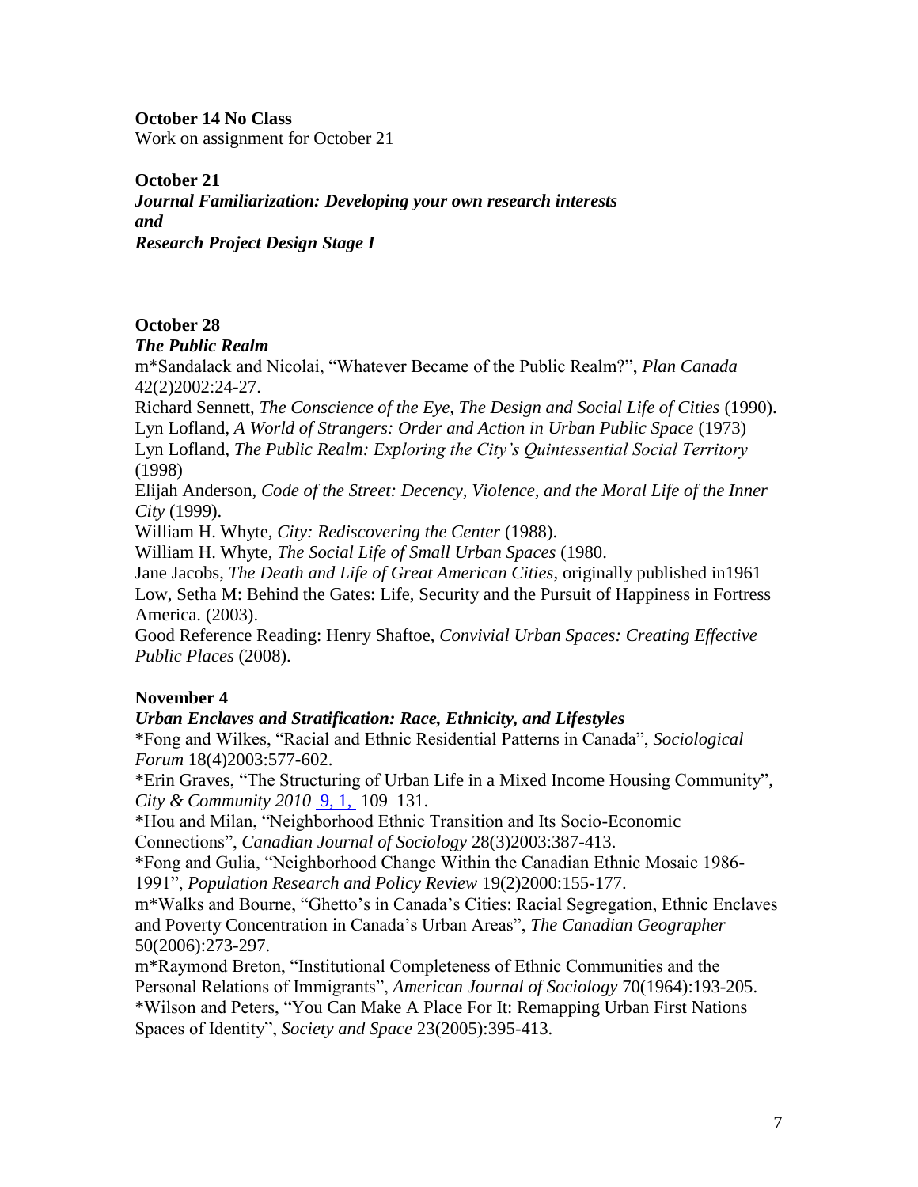**October 14 No Class**
Work on assignment for October 21

**October 21**
***Journal Familiarization: Developing your own research interests***
***and***
***Research Project Design Stage I***

**October 28**
***The Public Realm***
m*Sandalack and Nicolai, "Whatever Became of the Public Realm?", *Plan Canada* 42(2)2002:24-27.
Richard Sennett, *The Conscience of the Eye, The Design and Social Life of Cities* (1990).
Lyn Lofland, *A World of Strangers: Order and Action in Urban Public Space* (1973)
Lyn Lofland, *The Public Realm: Exploring the City's Quintessential Social Territory* (1998)
Elijah Anderson, *Code of the Street: Decency, Violence, and the Moral Life of the Inner City* (1999).
William H. Whyte, *City: Rediscovering the Center* (1988).
William H. Whyte, *The Social Life of Small Urban Spaces* (1980.
Jane Jacobs, *The Death and Life of Great American Cities*, originally published in1961
Low, Setha M: Behind the Gates: Life, Security and the Pursuit of Happiness in Fortress America. (2003).
Good Reference Reading: Henry Shaftoe, *Convivial Urban Spaces: Creating Effective Public Places* (2008).

**November 4**
***Urban Enclaves and Stratification: Race, Ethnicity, and Lifestyles***
*Fong and Wilkes, "Racial and Ethnic Residential Patterns in Canada", *Sociological Forum* 18(4)2003:577-602.
*Erin Graves, "The Structuring of Urban Life in a Mixed Income Housing Community", *City & Community 2010* 9, 1, 109–131.
*Hou and Milan, "Neighborhood Ethnic Transition and Its Socio-Economic Connections", *Canadian Journal of Sociology* 28(3)2003:387-413.
*Fong and Gulia, "Neighborhood Change Within the Canadian Ethnic Mosaic 1986-1991", *Population Research and Policy Review* 19(2)2000:155-177.
m*Walks and Bourne, "Ghetto's in Canada's Cities: Racial Segregation, Ethnic Enclaves and Poverty Concentration in Canada's Urban Areas", *The Canadian Geographer* 50(2006):273-297.
m*Raymond Breton, "Institutional Completeness of Ethnic Communities and the Personal Relations of Immigrants", *American Journal of Sociology* 70(1964):193-205.
*Wilson and Peters, "You Can Make A Place For It: Remapping Urban First Nations Spaces of Identity", *Society and Space* 23(2005):395-413.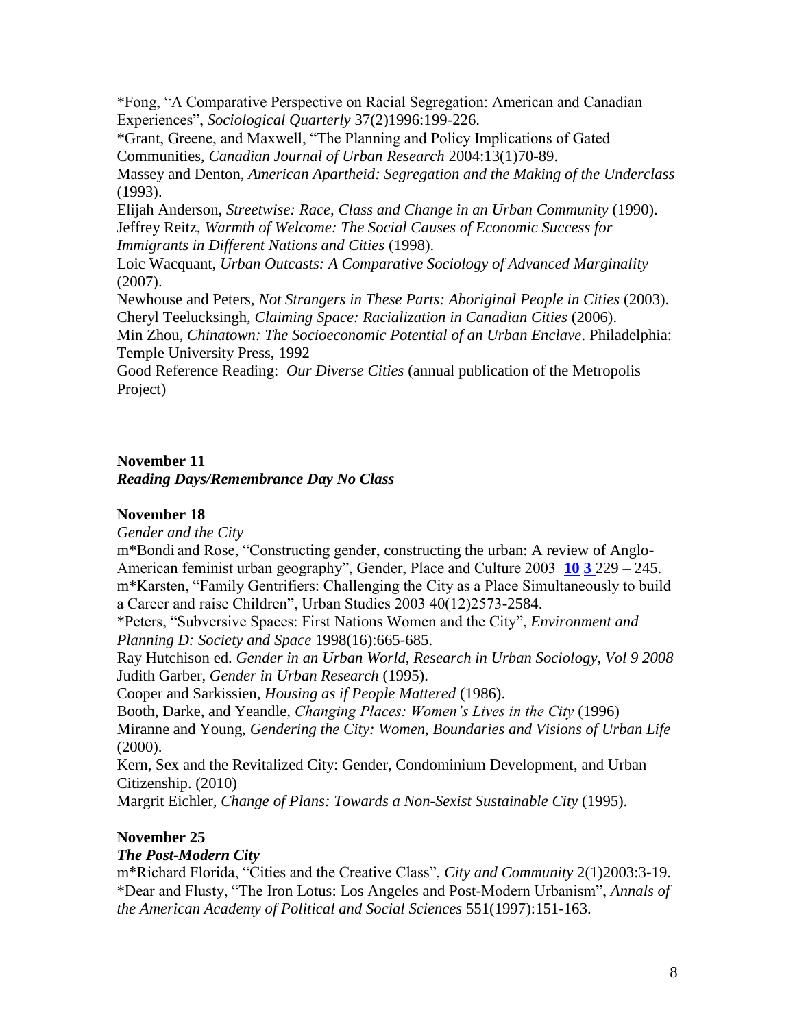*Fong, "A Comparative Perspective on Racial Segregation: American and Canadian Experiences", *Sociological Quarterly* 37(2)1996:199-226.
*Grant, Greene, and Maxwell, "The Planning and Policy Implications of Gated Communities, *Canadian Journal of Urban Research* 2004:13(1)70-89.
Massey and Denton, *American Apartheid: Segregation and the Making of the Underclass* (1993).
Elijah Anderson, *Streetwise: Race, Class and Change in an Urban Community* (1990).
Jeffrey Reitz, *Warmth of Welcome: The Social Causes of Economic Success for Immigrants in Different Nations and Cities* (1998).
Loic Wacquant, *Urban Outcasts: A Comparative Sociology of Advanced Marginality* (2007).
Newhouse and Peters, *Not Strangers in These Parts: Aboriginal People in Cities* (2003).
Cheryl Teelucksingh, *Claiming Space: Racialization in Canadian Cities* (2006).
Min Zhou, *Chinatown: The Socioeconomic Potential of an Urban Enclave*. Philadelphia: Temple University Press, 1992
Good Reference Reading: *Our Diverse Cities* (annual publication of the Metropolis Project)

**November 11**
***Reading Days/Remembrance Day No Class***

**November 18**
*Gender and the City*
m*Bondi and Rose, "Constructing gender, constructing the urban: A review of Anglo-American feminist urban geography", Gender, Place and Culture 2003 **10** **3** 229 – 245.
m*Karsten, "Family Gentrifiers: Challenging the City as a Place Simultaneously to build a Career and raise Children", Urban Studies 2003 40(12)2573-2584.
*Peters, "Subversive Spaces: First Nations Women and the City", *Environment and Planning D: Society and Space* 1998(16):665-685.
Ray Hutchison ed. *Gender in an Urban World, Research in Urban Sociology, Vol 9 2008*
Judith Garber, *Gender in Urban Research* (1995).
Cooper and Sarkissien, *Housing as if People Mattered* (1986).
Booth, Darke, and Yeandle, *Changing Places: Women's Lives in the City* (1996)
Miranne and Young, *Gendering the City: Women, Boundaries and Visions of Urban Life* (2000).
Kern, Sex and the Revitalized City: Gender, Condominium Development, and Urban Citizenship. (2010)
Margrit Eichler, *Change of Plans: Towards a Non-Sexist Sustainable City* (1995).

**November 25**
***The Post-Modern City***
m*Richard Florida, "Cities and the Creative Class", *City and Community* 2(1)2003:3-19.
*Dear and Flusty, "The Iron Lotus: Los Angeles and Post-Modern Urbanism", *Annals of the American Academy of Political and Social Sciences* 551(1997):151-163.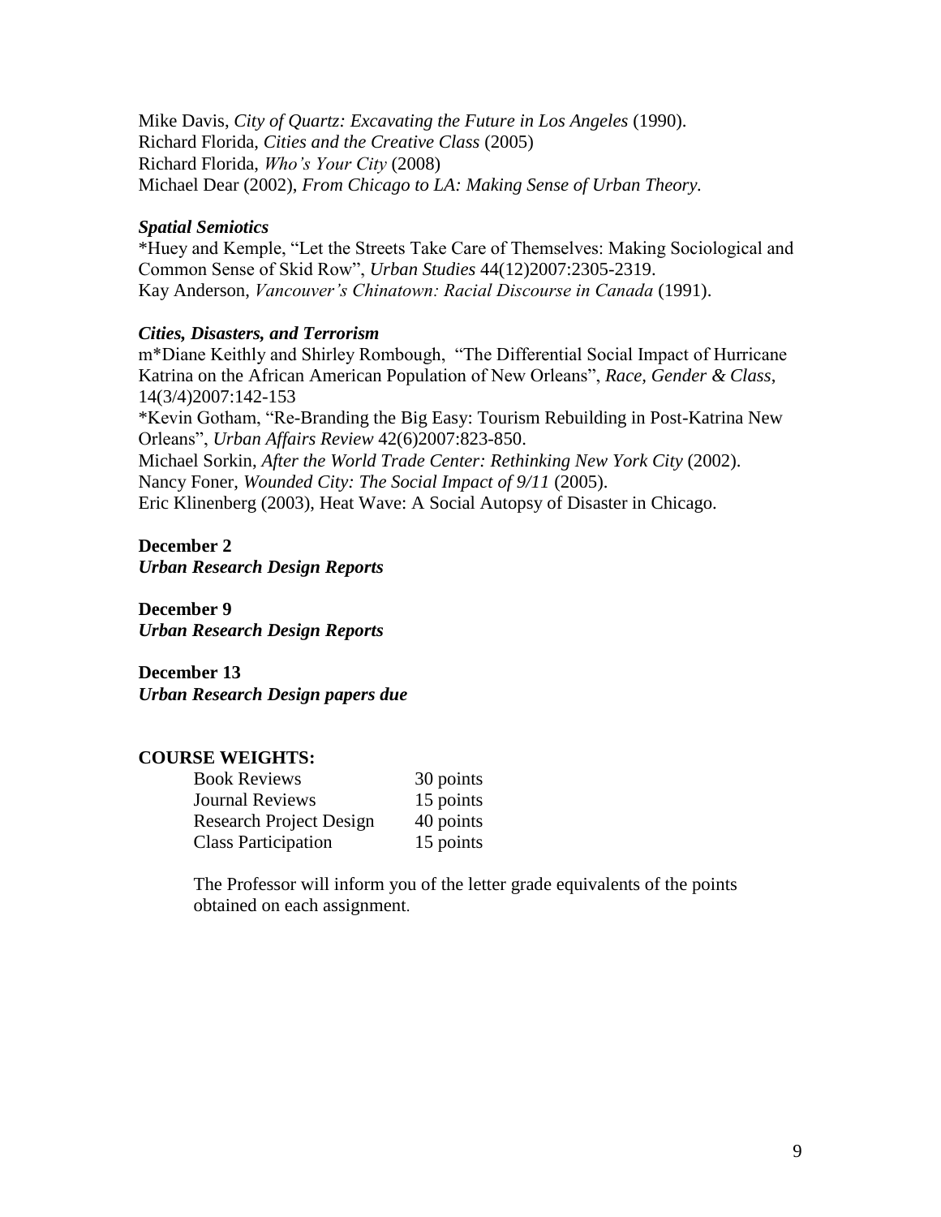Mike Davis, *City of Quartz: Excavating the Future in Los Angeles* (1990).
Richard Florida, *Cities and the Creative Class* (2005)
Richard Florida, *Who's Your City* (2008)
Michael Dear (2002), *From Chicago to LA: Making Sense of Urban Theory.*

***Spatial Semiotics***

*Huey and Kemple, "Let the Streets Take Care of Themselves: Making Sociological and Common Sense of Skid Row", *Urban Studies* 44(12)2007:2305-2319.
Kay Anderson, *Vancouver's Chinatown: Racial Discourse in Canada* (1991).

***Cities, Disasters, and Terrorism***

m*Diane Keithly and Shirley Rombough, "The Differential Social Impact of Hurricane Katrina on the African American Population of New Orleans", *Race, Gender & Class*, 14(3/4)2007:142-153
*Kevin Gotham, "Re-Branding the Big Easy: Tourism Rebuilding in Post-Katrina New Orleans", *Urban Affairs Review* 42(6)2007:823-850.
Michael Sorkin, *After the World Trade Center: Rethinking New York City* (2002).
Nancy Foner, *Wounded City: The Social Impact of 9/11* (2005).
Eric Klinenberg (2003), Heat Wave: A Social Autopsy of Disaster in Chicago.

**December 2**
***Urban Research Design Reports***

**December 9**
***Urban Research Design Reports***

**December 13**
***Urban Research Design papers due***

**COURSE WEIGHTS:**

| | |
|---|---|
| Book Reviews | 30 points |
| Journal Reviews | 15 points |
| Research Project Design | 40 points |
| Class Participation | 15 points |

The Professor will inform you of the letter grade equivalents of the points obtained on each assignment.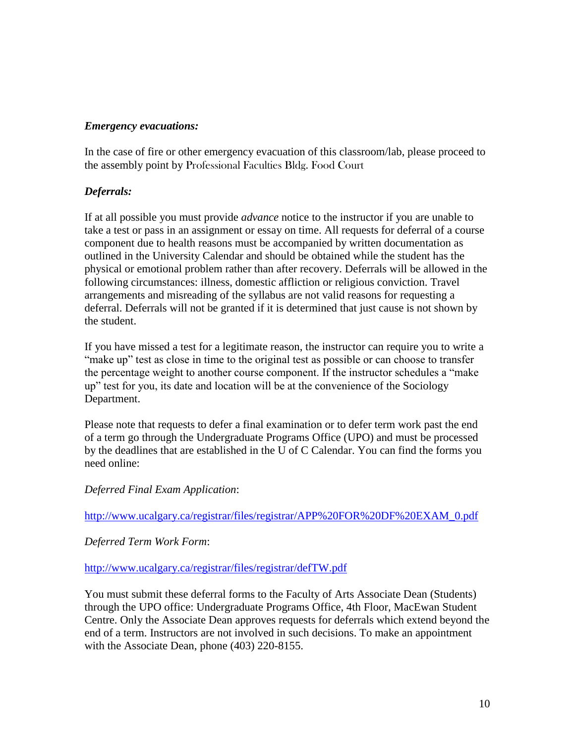***Emergency evacuations:***

In the case of fire or other emergency evacuation of this classroom/lab, please proceed to the assembly point by Professional Faculties Bldg. Food Court

***Deferrals:***

If at all possible you must provide *advance* notice to the instructor if you are unable to take a test or pass in an assignment or essay on time. All requests for deferral of a course component due to health reasons must be accompanied by written documentation as outlined in the University Calendar and should be obtained while the student has the physical or emotional problem rather than after recovery. Deferrals will be allowed in the following circumstances: illness, domestic affliction or religious conviction. Travel arrangements and misreading of the syllabus are not valid reasons for requesting a deferral. Deferrals will not be granted if it is determined that just cause is not shown by the student.

If you have missed a test for a legitimate reason, the instructor can require you to write a "make up" test as close in time to the original test as possible or can choose to transfer the percentage weight to another course component. If the instructor schedules a "make up" test for you, its date and location will be at the convenience of the Sociology Department.

Please note that requests to defer a final examination or to defer term work past the end of a term go through the Undergraduate Programs Office (UPO) and must be processed by the deadlines that are established in the U of C Calendar. You can find the forms you need online:

*Deferred Final Exam Application*:

http://www.ucalgary.ca/registrar/files/registrar/APP%20FOR%20DF%20EXAM_0.pdf

*Deferred Term Work Form*:

http://www.ucalgary.ca/registrar/files/registrar/defTW.pdf

You must submit these deferral forms to the Faculty of Arts Associate Dean (Students) through the UPO office: Undergraduate Programs Office, 4th Floor, MacEwan Student Centre. Only the Associate Dean approves requests for deferrals which extend beyond the end of a term. Instructors are not involved in such decisions. To make an appointment with the Associate Dean, phone (403) 220-8155.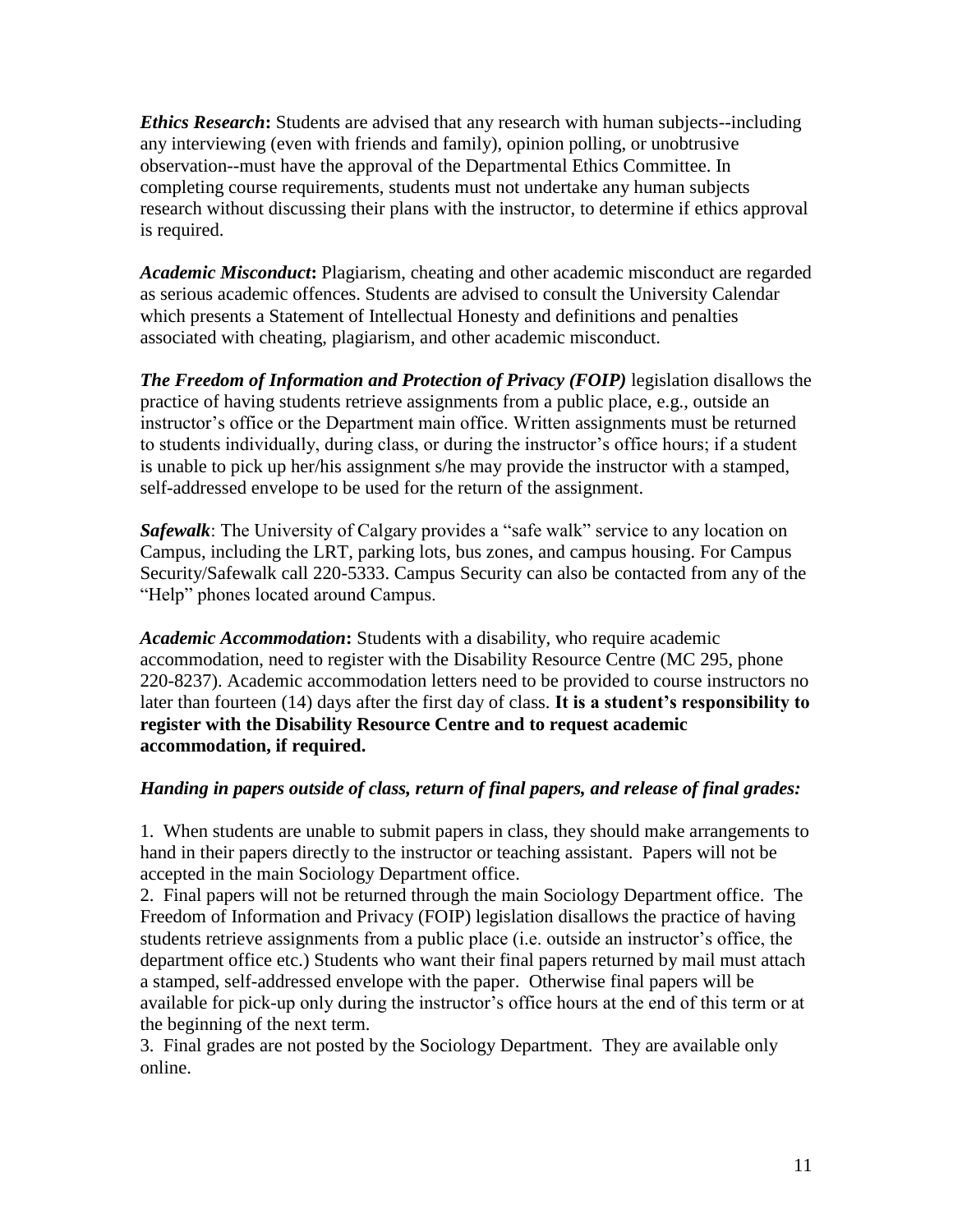***Ethics Research*:** Students are advised that any research with human subjects--including any interviewing (even with friends and family), opinion polling, or unobtrusive observation--must have the approval of the Departmental Ethics Committee. In completing course requirements, students must not undertake any human subjects research without discussing their plans with the instructor, to determine if ethics approval is required.

***Academic Misconduct*:** Plagiarism, cheating and other academic misconduct are regarded as serious academic offences. Students are advised to consult the University Calendar which presents a Statement of Intellectual Honesty and definitions and penalties associated with cheating, plagiarism, and other academic misconduct.

***The Freedom of Information and Protection of Privacy (FOIP)*** legislation disallows the practice of having students retrieve assignments from a public place, e.g., outside an instructor's office or the Department main office. Written assignments must be returned to students individually, during class, or during the instructor's office hours; if a student is unable to pick up her/his assignment s/he may provide the instructor with a stamped, self-addressed envelope to be used for the return of the assignment.

***Safewalk***: The University of Calgary provides a "safe walk" service to any location on Campus, including the LRT, parking lots, bus zones, and campus housing. For Campus Security/Safewalk call 220-5333. Campus Security can also be contacted from any of the "Help" phones located around Campus.

***Academic Accommodation*:** Students with a disability, who require academic accommodation, need to register with the Disability Resource Centre (MC 295, phone 220-8237). Academic accommodation letters need to be provided to course instructors no later than fourteen (14) days after the first day of class. **It is a student's responsibility to register with the Disability Resource Centre and to request academic accommodation, if required.**

***Handing in papers outside of class, return of final papers, and release of final grades:***

1. When students are unable to submit papers in class, they should make arrangements to hand in their papers directly to the instructor or teaching assistant. Papers will not be accepted in the main Sociology Department office.
2. Final papers will not be returned through the main Sociology Department office. The Freedom of Information and Privacy (FOIP) legislation disallows the practice of having students retrieve assignments from a public place (i.e. outside an instructor's office, the department office etc.) Students who want their final papers returned by mail must attach a stamped, self-addressed envelope with the paper. Otherwise final papers will be available for pick-up only during the instructor's office hours at the end of this term or at the beginning of the next term.
3. Final grades are not posted by the Sociology Department. They are available only online.